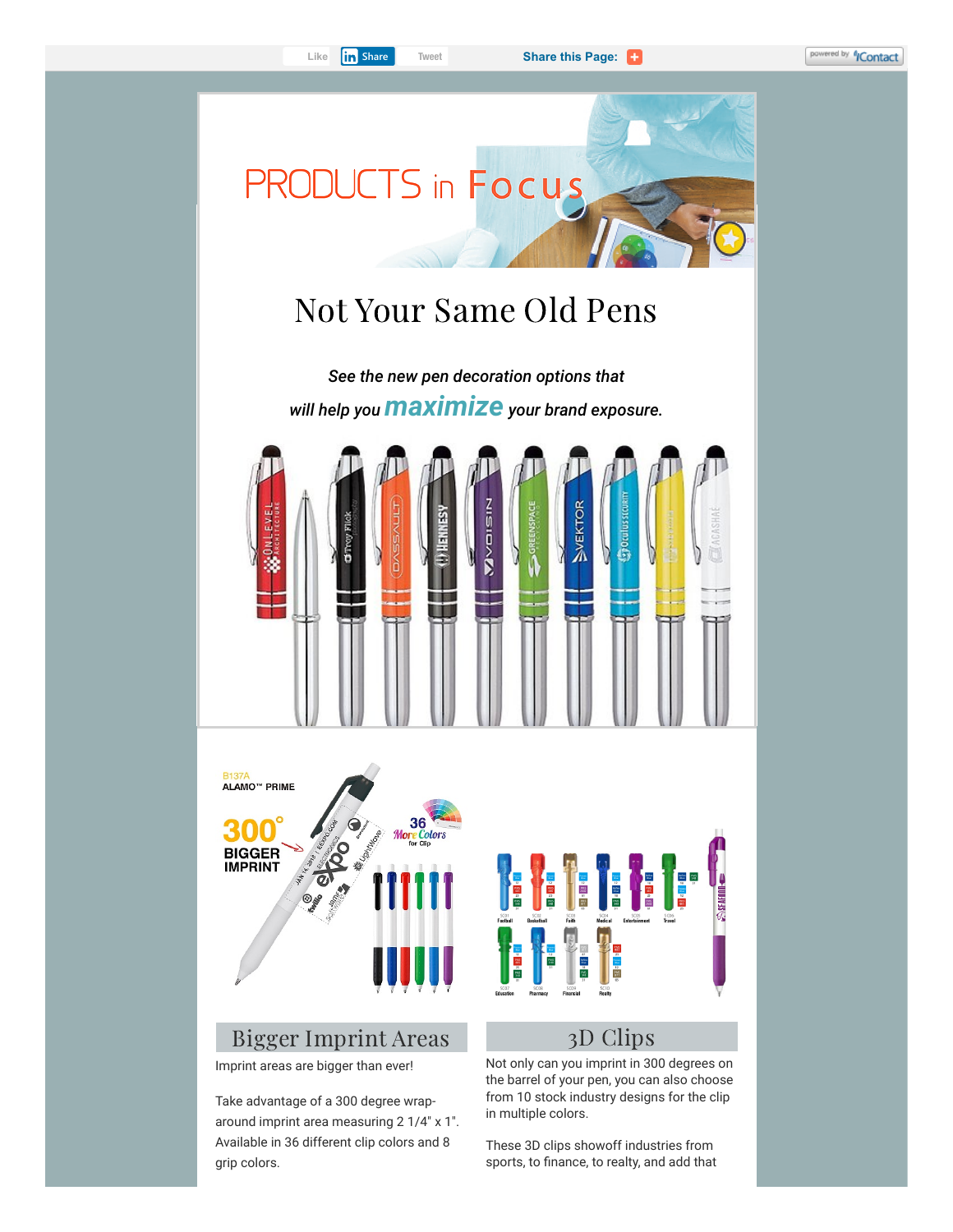Like | Share | Tweet | Share this Page:

# PRODUCTS in Focus

## Not Your Same Old Pens

*See the new pen decoration options that will help you* ***maximize*** *your brand exposure.*

B137A
ALAMO™ PRIME

300° BIGGER IMPRINT

36 More Colors for Clip

### Bigger Imprint Areas

Imprint areas are bigger than ever!

Take advantage of a 300 degree wrap-around imprint area measuring 2 1/4" x 1". Available in 36 different clip colors and 8 grip colors.

### 3D Clips

Not only can you imprint in 300 degrees on the barrel of your pen, you can also choose from 10 stock industry designs for the clip in multiple colors.

These 3D clips showoff industries from sports, to finance, to realty, and add that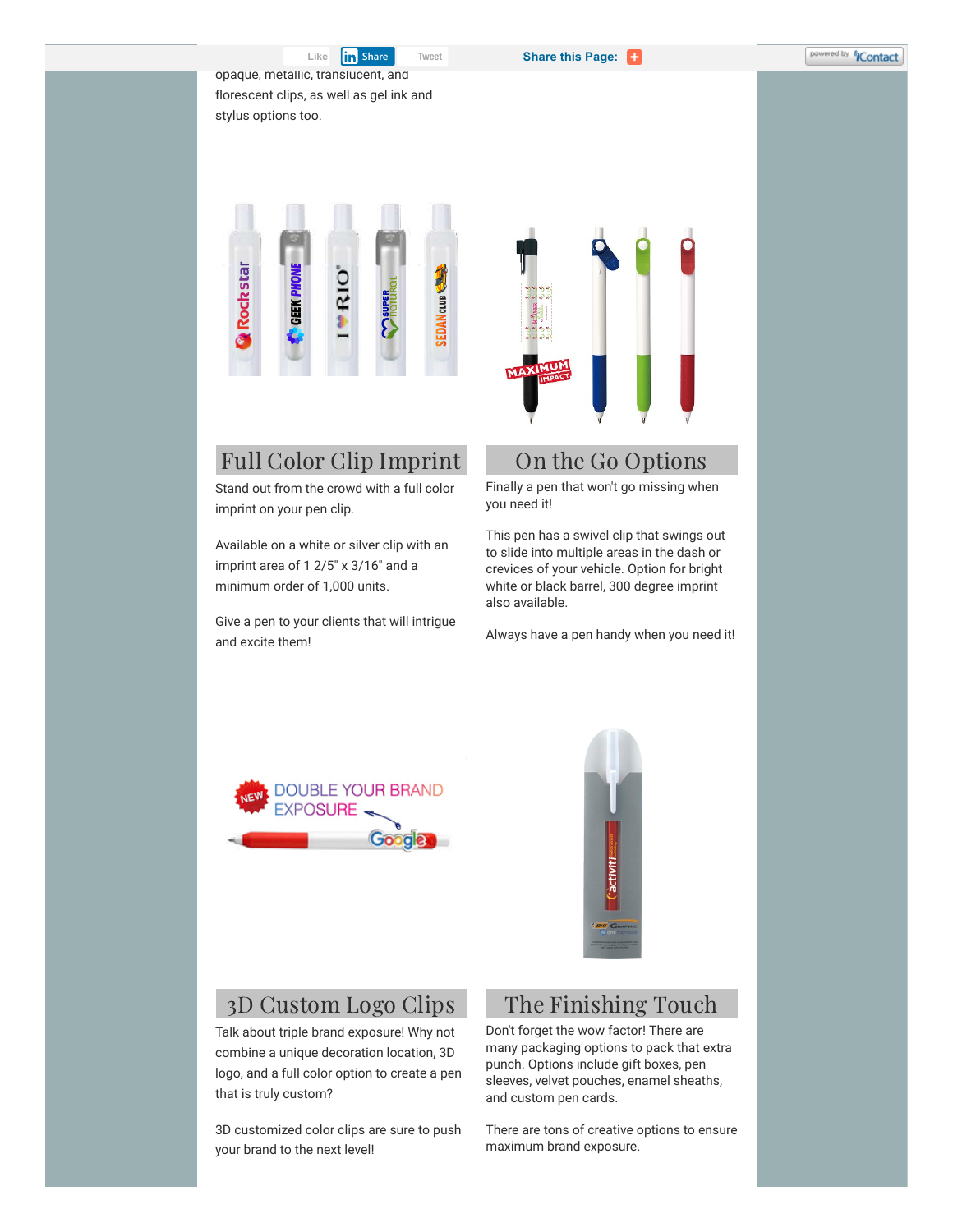opaque, metallic, translucent, and florescent clips, as well as gel ink and stylus options too.

## Full Color Clip Imprint

Stand out from the crowd with a full color imprint on your pen clip.

Available on a white or silver clip with an imprint area of 1 2/5" x 3/16" and a minimum order of 1,000 units.

Give a pen to your clients that will intrigue and excite them!

## On the Go Options

Finally a pen that won't go missing when you need it!

This pen has a swivel clip that swings out to slide into multiple areas in the dash or crevices of your vehicle. Option for bright white or black barrel, 300 degree imprint also available.

Always have a pen handy when you need it!

## 3D Custom Logo Clips

Talk about triple brand exposure! Why not combine a unique decoration location, 3D logo, and a full color option to create a pen that is truly custom?

3D customized color clips are sure to push your brand to the next level!

## The Finishing Touch

Don't forget the wow factor! There are many packaging options to pack that extra punch. Options include gift boxes, pen sleeves, velvet pouches, enamel sheaths, and custom pen cards.

There are tons of creative options to ensure maximum brand exposure.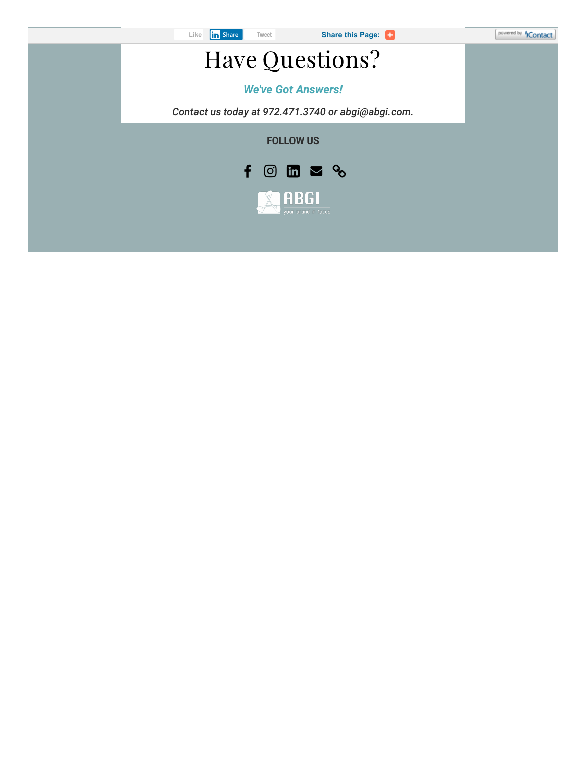Like Share Tweet Share this Page:

# Have Questions?

***We've Got Answers!***

*Contact us today at 972.471.3740 or abgi@abgi.com.*

**FOLLOW US**

ABGI
your brand in focus